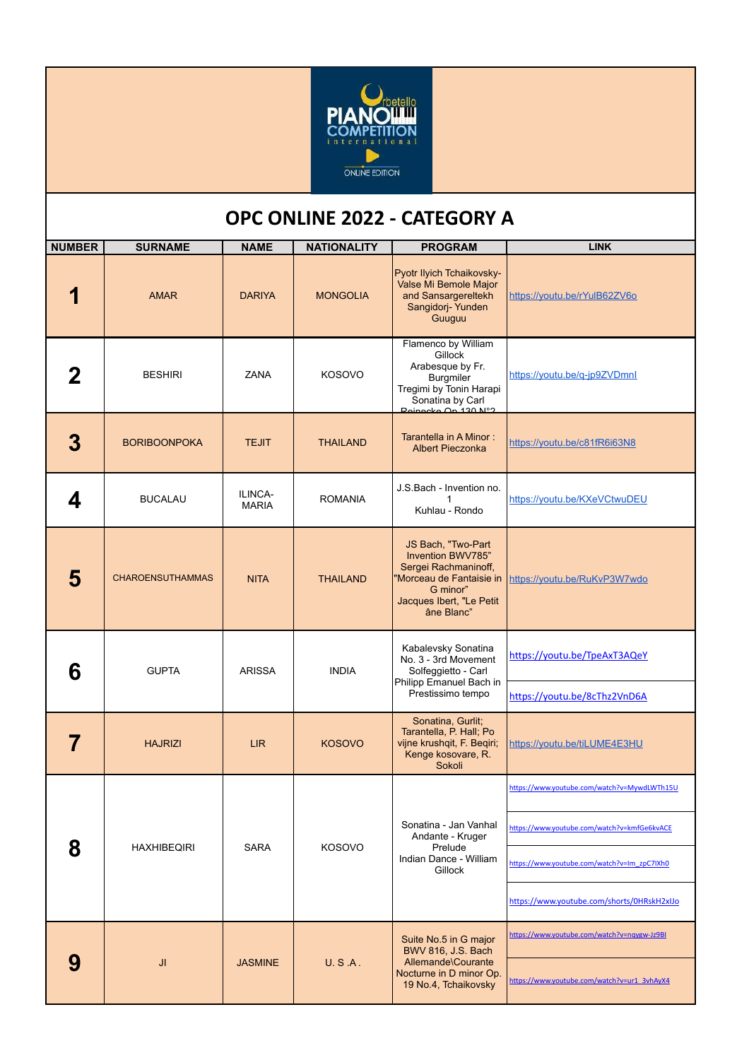# OPC ONLINE 2022 - CATEGORY A

| NUMBER | SURNAME | NAME | NATIONALITY | PROGRAM | LINK |
|---|---|---|---|---|---|
| 1 | AMAR | DARIYA | MONGOLIA | Pyotr Ilyich Tchaikovsky- Valse Mi Bemole Major and Sansargereltekh Sangidorj- Yunden Guuguu | https://youtu.be/rYulB62ZV6o |
| 2 | BESHIRI | ZANA | KOSOVO | Flamenco by William Gillock Arabesque by Fr. Burgmiler Tregimi by Tonin Harapi Sonatina by Carl Reinecke Op.130 N°2 | https://youtu.be/q-jp9ZVDmnl |
| 3 | BORIBOONPOKA | TEJIT | THAILAND | Tarantella in A Minor : Albert Pieczonka | https://youtu.be/c81fR6i63N8 |
| 4 | BUCALAU | ILINCA-MARIA | ROMANIA | J.S.Bach - Invention no. 1 Kuhlau - Rondo | https://youtu.be/KXeVCtwuDEU |
| 5 | CHAROENSUTHAMMAS | NITA | THAILAND | JS Bach, "Two-Part Invention BWV785" Sergei Rachmaninoff, "Morceau de Fantaisie in G minor" Jacques Ibert, "Le Petit âne Blanc" | https://youtu.be/RuKvP3W7wdo |
| 6 | GUPTA | ARISSA | INDIA | Kabalevsky Sonatina No. 3 - 3rd Movement Solfeggietto - Carl Philipp Emanuel Bach in Prestissimo tempo | https://youtu.be/TpeAxT3AQeY<br>https://youtu.be/8cThz2VnD6A |
| 7 | HAJRIZI | LIR | KOSOVO | Sonatina, Gurlit; Tarantella, P. Hall; Po vijne krushqit, F. Beqiri; Kenge kosovare, R. Sokoli | https://youtu.be/tiLUME4E3HU |
| 8 | HAXHIBEQIRI | SARA | KOSOVO | Sonatina - Jan Vanhal Andante - Kruger Prelude Indian Dance - William Gillock | https://www.youtube.com/watch?v=MywdLWTh15U<br>https://www.youtube.com/watch?v=kmfGe6kvACE<br>https://www.youtube.com/watch?v=lm_zpC7lXh0<br>https://www.youtube.com/shorts/0HRskH2xIJo |
| 9 | JI | JASMINE | U. S .A . | Suite No.5 in G major BWV 816, J.S. Bach Allemande\Courante Nocturne in D minor Op. 19 No.4, Tchaikovsky | https://www.youtube.com/watch?v=nqygw-Jz9BI<br>https://www.youtube.com/watch?v=ur1_3vhAyX4 |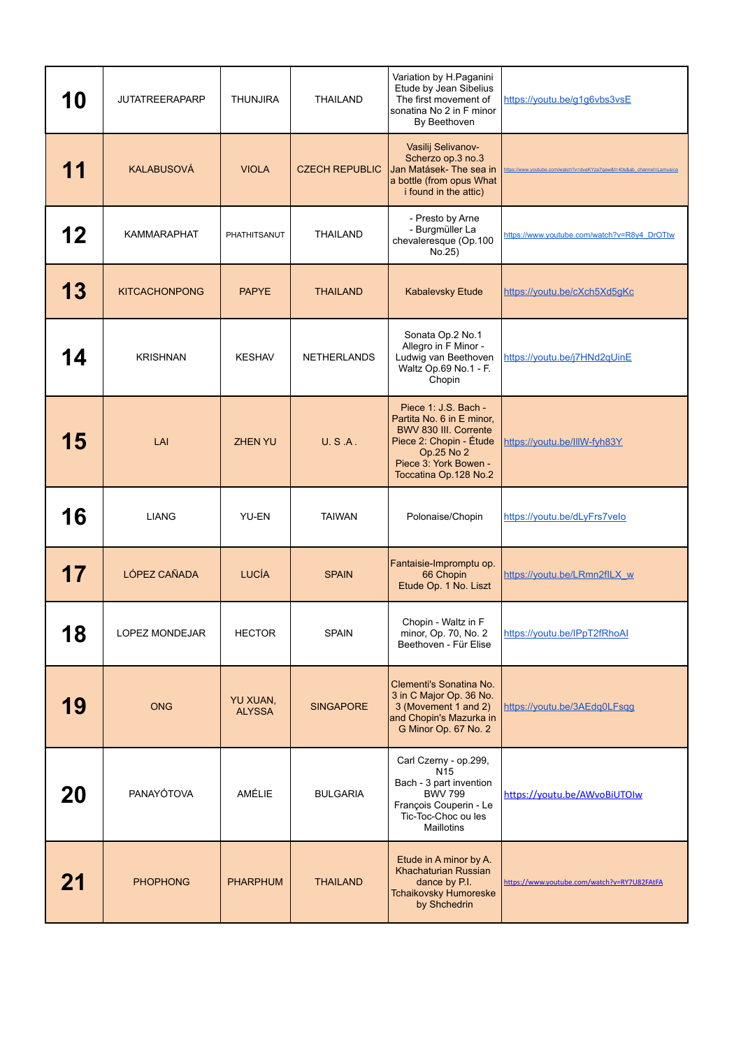| 10 | JUTATREERAPARP | THUNJIRA | THAILAND | Variation by H.Paganini Etude by Jean Sibelius The first movement of sonatina No 2 in F minor By Beethoven | https://youtu.be/g1g6vbs3vsE |
|---|---|---|---|---|---|
| 11 | KALABUSOVÁ | VIOLA | CZECH REPUBLIC | Vasilij Selivanov- Scherzo op.3 no.3 Jan Matásek- The sea in a bottle (from opus What i found in the attic) | https://www.youtube.com/watch?v=dveKYza7qew&t=40s&ab_channel=Lamusica |
| 12 | KAMMARAPHAT | PHATHITSANUT | THAILAND | - Presto by Arne - Burgmüller La chevaleresque (Op.100 No.25) | https://www.youtube.com/watch?v=R8y4_DrOTtw |
| 13 | KITCACHONPONG | PAPYE | THAILAND | Kabalevsky Etude | https://youtu.be/cXch5Xd5gKc |
| 14 | KRISHNAN | KESHAV | NETHERLANDS | Sonata Op.2 No.1 Allegro in F Minor - Ludwig van Beethoven Waltz Op.69 No.1 - F. Chopin | https://youtu.be/j7HNd2qUinE |
| 15 | LAI | ZHEN YU | U. S .A . | Piece 1: J.S. Bach - Partita No. 6 in E minor, BWV 830 III. Corrente Piece 2: Chopin - Étude Op.25 No 2 Piece 3: York Bowen - Toccatina Op.128 No.2 | https://youtu.be/lIlW-fyh83Y |
| 16 | LIANG | YU-EN | TAIWAN | Polonaise/Chopin | https://youtu.be/dLyFrs7velo |
| 17 | LÓPEZ CAÑADA | LUCÍA | SPAIN | Fantaisie-Impromptu op. 66 Chopin Etude Op. 1 No. Liszt | https://youtu.be/LRmn2flLX_w |
| 18 | LOPEZ MONDEJAR | HECTOR | SPAIN | Chopin - Waltz in F minor, Op. 70, No. 2 Beethoven - Für Elise | https://youtu.be/lPpT2fRhoAI |
| 19 | ONG | YU XUAN, ALYSSA | SINGAPORE | Clementi's Sonatina No. 3 in C Major Op. 36 No. 3 (Movement 1 and 2) and Chopin's Mazurka in G Minor Op. 67 No. 2 | https://youtu.be/3AEdq0LFsqg |
| 20 | PANAYÓTOVA | AMÉLIE | BULGARIA | Carl Czerny - op.299, N15 Bach - 3 part invention BWV 799 François Couperin - Le Tic-Toc-Choc ou les Maillotins | https://youtu.be/AWvoBiUTOlw |
| 21 | PHOPHONG | PHARPHUM | THAILAND | Etude in A minor by A. Khachaturian Russian dance by P.I. Tchaikovsky Humoreske by Shchedrin | https://www.youtube.com/watch?v=RY7U82FAtFA |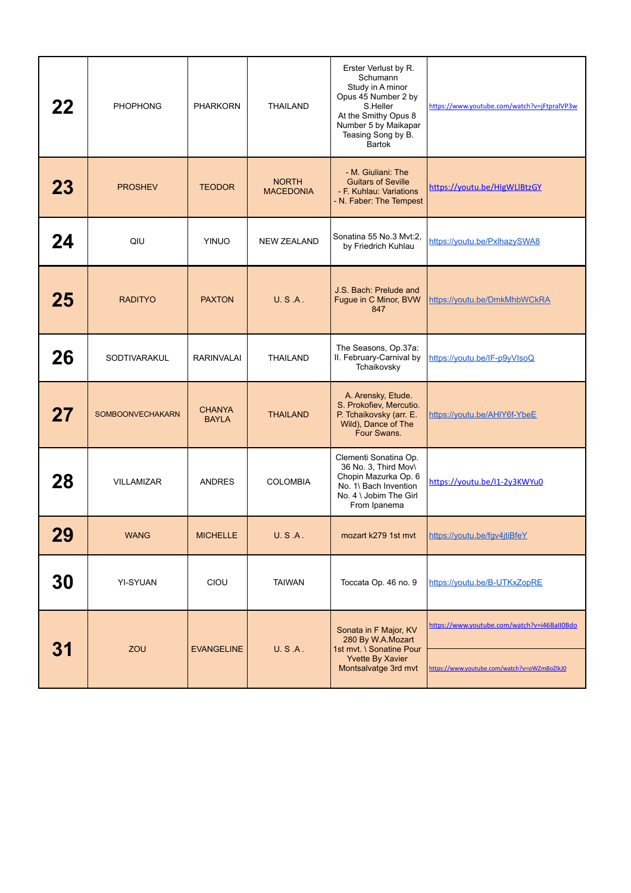| | | | | | |
|---|---|---|---|---|---|
| **22** | PHOPHONG | PHARKORN | THAILAND | Erster Verlust by R. Schumann Study in A minor Opus 45 Number 2 by S.Heller At the Smithy Opus 8 Number 5 by Maikapar Teasing Song by B. Bartok | https://www.youtube.com/watch?v=jFtpralVP3w |
| **23** | PROSHEV | TEODOR | NORTH MACEDONIA | - M. Giuliani: The Guitars of Seville - F. Kuhlau: Variations - N. Faber: The Tempest | https://youtu.be/HlgWLlBtzGY |
| **24** | QIU | YINUO | NEW ZEALAND | Sonatina 55 No.3 Mvt:2, by Friedrich Kuhlau | https://youtu.be/PxlhazySWA8 |
| **25** | RADITYO | PAXTON | U. S .A . | J.S. Bach: Prelude and Fugue in C Minor, BVW 847 | https://youtu.be/DmkMhbWCkRA |
| **26** | SODTIVARAKUL | RARINVALAI | THAILAND | The Seasons, Op.37a: II. February-Carnival by Tchaikovsky | https://youtu.be/lF-p9yVlsoQ |
| **27** | SOMBOONVECHAKARN | CHANYA BAYLA | THAILAND | A. Arensky, Etude. S. Prokofiev, Mercutio. P. Tchaikovsky (arr. E. Wild), Dance of The Four Swans. | https://youtu.be/AHlY6f-YbeE |
| **28** | VILLAMIZAR | ANDRES | COLOMBIA | Clementi Sonatina Op. 36 No. 3, Third Mov\ Chopin Mazurka Op. 6 No. 1\ Bach Invention No. 4 \ Jobim The Girl From Ipanema | https://youtu.be/I1-2y3KWYu0 |
| **29** | WANG | MICHELLE | U. S .A . | mozart k279 1st mvt | https://youtu.be/fgv4jtiBfeY |
| **30** | YI-SYUAN | CIOU | TAIWAN | Toccata Op. 46 no. 9 | https://youtu.be/B-UTKxZopRE |
| **31** | ZOU | EVANGELINE | U. S .A . | Sonata in F Major, KV 280 By W.A.Mozart 1st mvt. \ Sonatine Pour Yvette By Xavier Montsalvatge 3rd mvt | https://www.youtube.com/watch?v=i46BalI0Bdo https://www.youtube.com/watch?v=oWZm8oZlkJ0 |